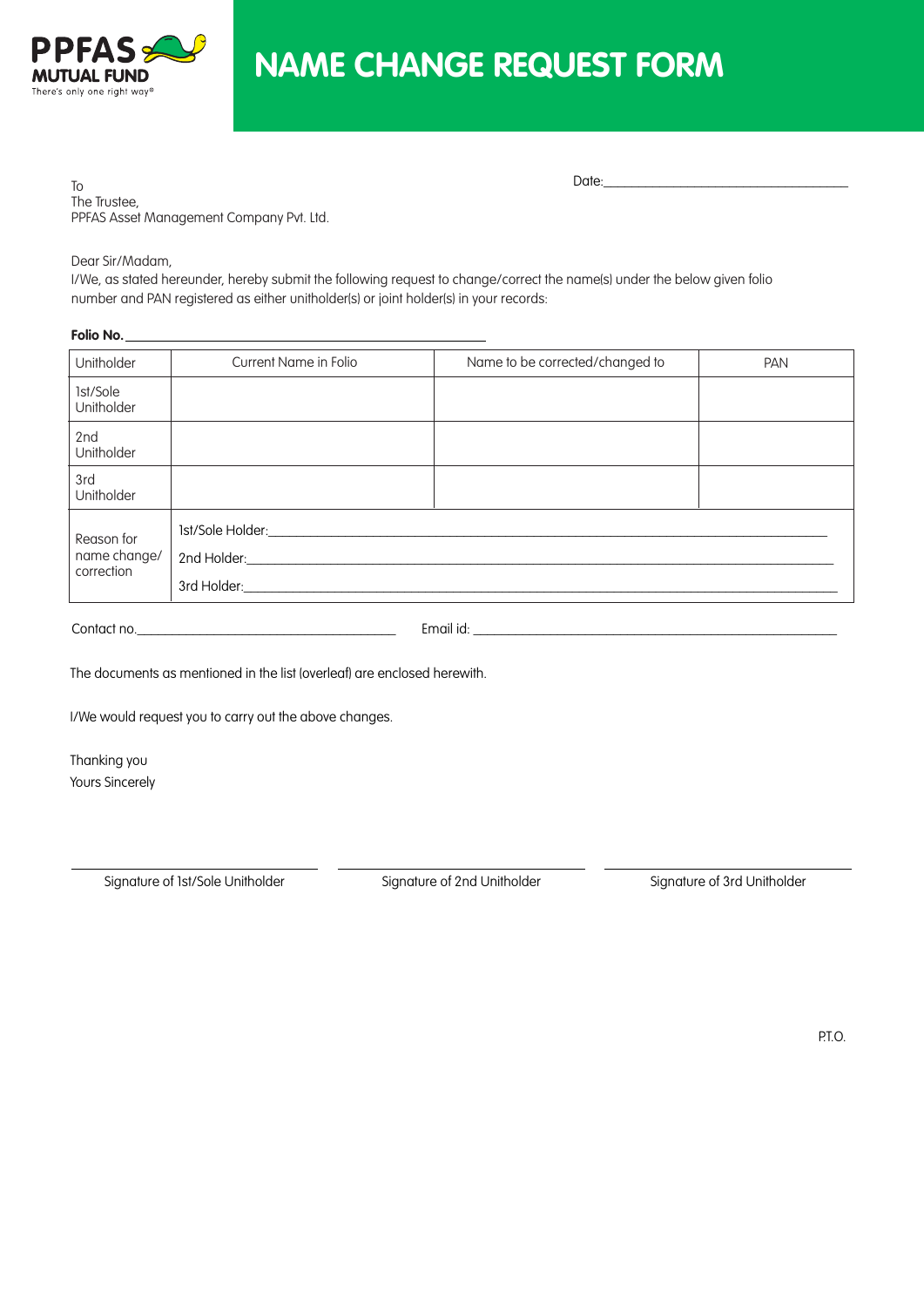PPFAS MUTUAL FUND
There's only one right way®

# NAME CHANGE REQUEST FORM

To
The Trustee,
PPFAS Asset Management Company Pvt. Ltd.

Date:\_\_\_\_\_\_\_\_\_\_\_\_\_\_\_\_\_\_\_\_\_\_\_\_\_\_\_\_\_\_\_\_\_\_

Dear Sir/Madam,
I/We, as stated hereunder, hereby submit the following request to change/correct the name(s) under the below given folio number and PAN registered as either unitholder(s) or joint holder(s) in your records:

**Folio No.** \_\_\_\_\_\_\_\_\_\_\_\_\_\_\_\_\_\_\_\_\_\_\_\_\_\_\_\_\_\_\_\_\_\_\_\_\_\_\_\_\_\_\_\_\_\_\_\_

| Unitholder | Current Name in Folio | Name to be corrected/changed to | PAN |
|---|---|---|---|
| 1st/Sole Unitholder | | | |
| 2nd Unitholder | | | |
| 3rd Unitholder | | | |
| Reason for name change/ correction | 1st/Sole Holder:\_\_\_\_\_\_\_\_\_\_ 2nd Holder:\_\_\_\_\_\_\_\_\_\_ 3rd Holder:\_\_\_\_\_\_\_\_\_\_ | | |

Contact no.\_\_\_\_\_\_\_\_\_\_\_\_\_\_\_\_\_\_\_\_\_\_\_\_\_\_\_\_\_\_\_\_ Email id: \_\_\_\_\_\_\_\_\_\_\_\_\_\_\_\_\_\_\_\_\_\_\_\_\_\_\_\_\_\_\_\_\_\_\_\_\_\_\_\_\_\_\_\_

The documents as mentioned in the list (overleaf) are enclosed herewith.

I/We would request you to carry out the above changes.

Thanking you
Yours Sincerely

\_\_\_\_\_\_\_\_\_\_\_\_\_\_\_\_\_\_\_\_\_\_\_\_\_\_\_\_ \_\_\_\_\_\_\_\_\_\_\_\_\_\_\_\_\_\_\_\_\_\_\_\_\_\_\_\_ \_\_\_\_\_\_\_\_\_\_\_\_\_\_\_\_\_\_\_\_\_\_\_\_\_\_\_\_

Signature of 1st/Sole Unitholder | Signature of 2nd Unitholder | Signature of 3rd Unitholder

P.T.O.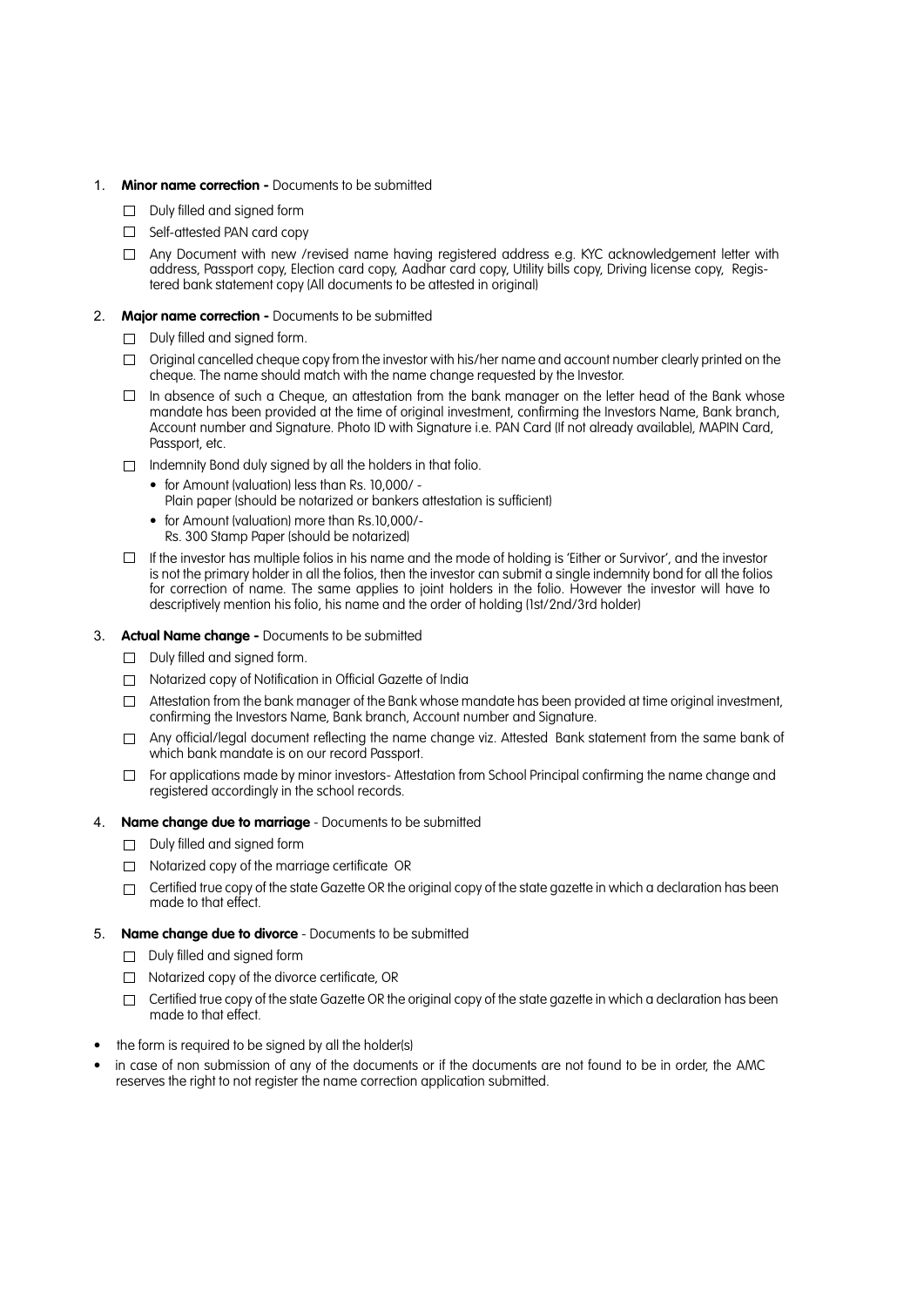1. **Minor name correction -** Documents to be submitted

   - ☐ Duly filled and signed form
   - ☐ Self-attested PAN card copy
   - ☐ Any Document with new /revised name having registered address e.g. KYC acknowledgement letter with address, Passport copy, Election card copy, Aadhar card copy, Utility bills copy, Driving license copy, Registered bank statement copy (All documents to be attested in original)

2. **Major name correction -** Documents to be submitted

   - ☐ Duly filled and signed form.
   - ☐ Original cancelled cheque copy from the investor with his/her name and account number clearly printed on the cheque. The name should match with the name change requested by the Investor.
   - ☐ In absence of such a Cheque, an attestation from the bank manager on the letter head of the Bank whose mandate has been provided at the time of original investment, confirming the Investors Name, Bank branch, Account number and Signature. Photo ID with Signature i.e. PAN Card (If not already available), MAPIN Card, Passport, etc.
   - ☐ Indemnity Bond duly signed by all the holders in that folio.
     - for Amount (valuation) less than Rs. 10,000/ - Plain paper (should be notarized or bankers attestation is sufficient)
     - for Amount (valuation) more than Rs.10,000/- Rs. 300 Stamp Paper (should be notarized)
   - ☐ If the investor has multiple folios in his name and the mode of holding is 'Either or Survivor', and the investor is not the primary holder in all the folios, then the investor can submit a single indemnity bond for all the folios for correction of name. The same applies to joint holders in the folio. However the investor will have to descriptively mention his folio, his name and the order of holding (1st/2nd/3rd holder)

3. **Actual Name change -** Documents to be submitted

   - ☐ Duly filled and signed form.
   - ☐ Notarized copy of Notification in Official Gazette of India
   - ☐ Attestation from the bank manager of the Bank whose mandate has been provided at time original investment, confirming the Investors Name, Bank branch, Account number and Signature.
   - ☐ Any official/legal document reflecting the name change viz. Attested Bank statement from the same bank of which bank mandate is on our record Passport.
   - ☐ For applications made by minor investors- Attestation from School Principal confirming the name change and registered accordingly in the school records.

4. **Name change due to marriage** - Documents to be submitted

   - ☐ Duly filled and signed form
   - ☐ Notarized copy of the marriage certificate OR
   - ☐ Certified true copy of the state Gazette OR the original copy of the state gazette in which a declaration has been made to that effect.

5. **Name change due to divorce** - Documents to be submitted

   - ☐ Duly filled and signed form
   - ☐ Notarized copy of the divorce certificate, OR
   - ☐ Certified true copy of the state Gazette OR the original copy of the state gazette in which a declaration has been made to that effect.

- the form is required to be signed by all the holder(s)
- in case of non submission of any of the documents or if the documents are not found to be in order, the AMC reserves the right to not register the name correction application submitted.